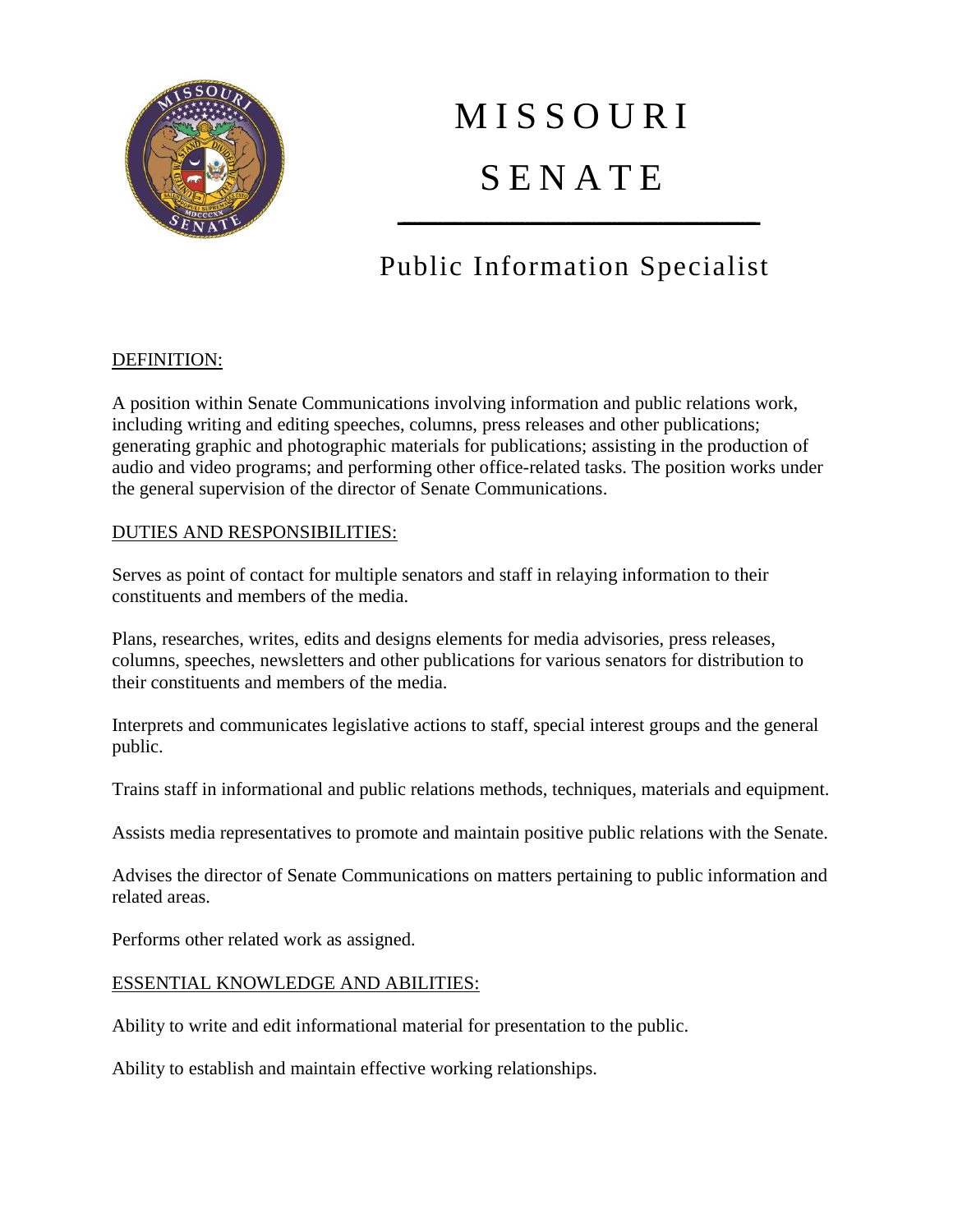# MISSOURI SENATE

## Public Information Specialist

### DEFINITION:

A position within Senate Communications involving information and public relations work, including writing and editing speeches, columns, press releases and other publications; generating graphic and photographic materials for publications; assisting in the production of audio and video programs; and performing other office-related tasks. The position works under the general supervision of the director of Senate Communications.

### DUTIES AND RESPONSIBILITIES:

Serves as point of contact for multiple senators and staff in relaying information to their constituents and members of the media.

Plans, researches, writes, edits and designs elements for media advisories, press releases, columns, speeches, newsletters and other publications for various senators for distribution to their constituents and members of the media.

Interprets and communicates legislative actions to staff, special interest groups and the general public.

Trains staff in informational and public relations methods, techniques, materials and equipment.

Assists media representatives to promote and maintain positive public relations with the Senate.

Advises the director of Senate Communications on matters pertaining to public information and related areas.

Performs other related work as assigned.

### ESSENTIAL KNOWLEDGE AND ABILITIES:

Ability to write and edit informational material for presentation to the public.

Ability to establish and maintain effective working relationships.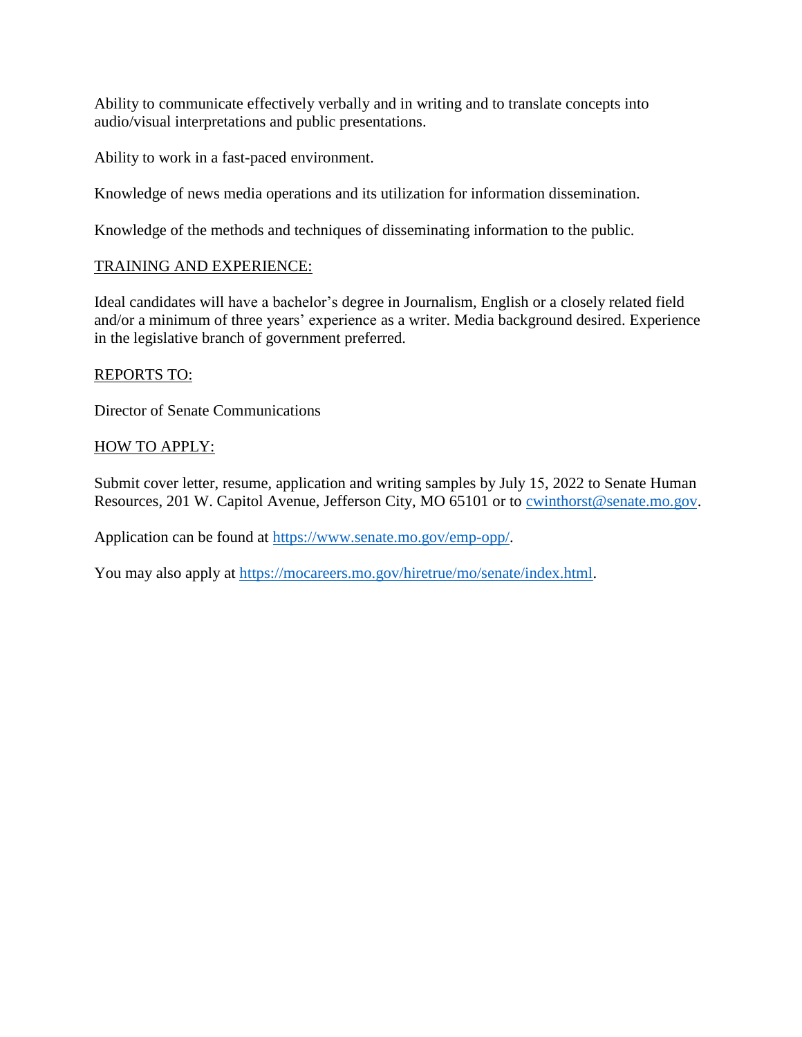Ability to communicate effectively verbally and in writing and to translate concepts into audio/visual interpretations and public presentations.

Ability to work in a fast-paced environment.

Knowledge of news media operations and its utilization for information dissemination.

Knowledge of the methods and techniques of disseminating information to the public.

## TRAINING AND EXPERIENCE:

Ideal candidates will have a bachelor's degree in Journalism, English or a closely related field and/or a minimum of three years' experience as a writer. Media background desired. Experience in the legislative branch of government preferred.

## REPORTS TO:

Director of Senate Communications

## HOW TO APPLY:

Submit cover letter, resume, application and writing samples by July 15, 2022 to Senate Human Resources, 201 W. Capitol Avenue, Jefferson City, MO 65101 or to cwinthorst@senate.mo.gov.

Application can be found at https://www.senate.mo.gov/emp-opp/.

You may also apply at https://mocareers.mo.gov/hiretrue/mo/senate/index.html.